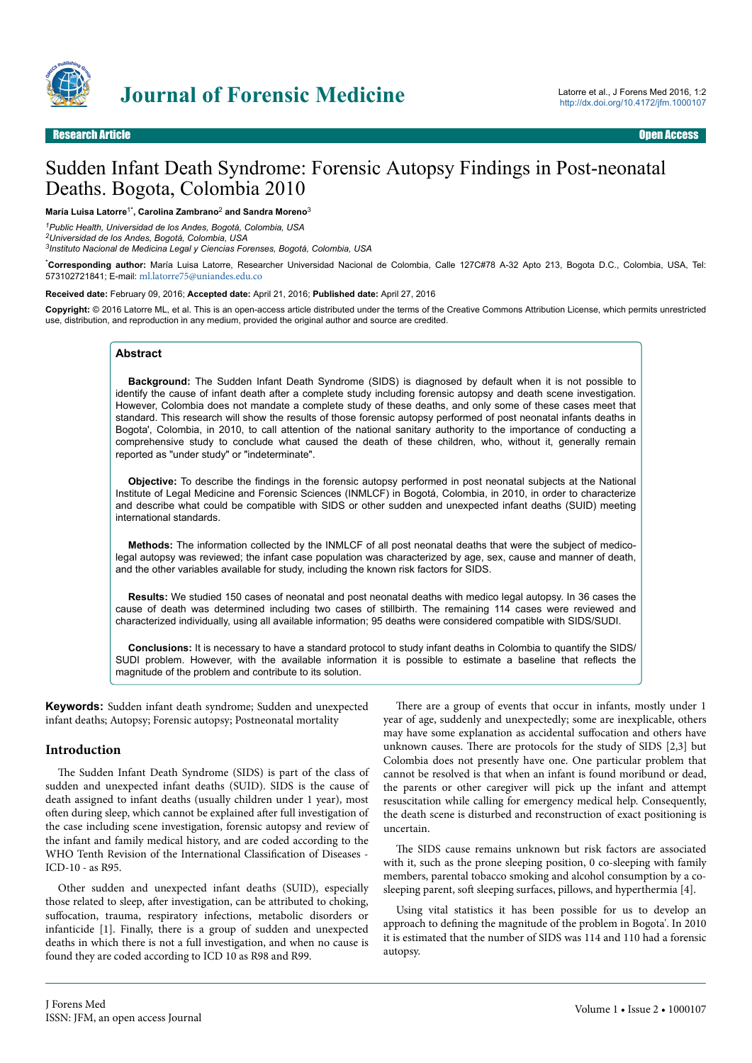Research Article — Open Access

# Sudden Infant Death Syndrome: Forensic Autopsy Findings in Post-neonatal Deaths. Bogota, Colombia 2010

**María Luisa Latorre**[1*], **Carolina Zambrano**[2] **and Sandra Moreno**[3]

[1]*Public Health, Universidad de los Andes, Bogotá, Colombia, USA*
[2]*Universidad de los Andes, Bogotá, Colombia, USA*
[3]*Instituto Nacional de Medicina Legal y Ciencias Forenses, Bogotá, Colombia, USA*

[*]**Corresponding author:** María Luisa Latorre, Researcher Universidad Nacional de Colombia, Calle 127C#78 A-32 Apto 213, Bogota D.C., Colombia, USA, Tel: 573102721841; E-mail: ml.latorre75@uniandes.edu.co

**Received date:** February 09, 2016; **Accepted date:** April 21, 2016; **Published date:** April 27, 2016

**Copyright:** © 2016 Latorre ML, et al. This is an open-access article distributed under the terms of the Creative Commons Attribution License, which permits unrestricted use, distribution, and reproduction in any medium, provided the original author and source are credited.

## Abstract

**Background:** The Sudden Infant Death Syndrome (SIDS) is diagnosed by default when it is not possible to identify the cause of infant death after a complete study including forensic autopsy and death scene investigation. However, Colombia does not mandate a complete study of these deaths, and only some of these cases meet that standard. This research will show the results of those forensic autopsy performed of post neonatal infants deaths in Bogota', Colombia, in 2010, to call attention of the national sanitary authority to the importance of conducting a comprehensive study to conclude what caused the death of these children, who, without it, generally remain reported as "under study" or "indeterminate".

**Objective:** To describe the findings in the forensic autopsy performed in post neonatal subjects at the National Institute of Legal Medicine and Forensic Sciences (INMLCF) in Bogotá, Colombia, in 2010, in order to characterize and describe what could be compatible with SIDS or other sudden and unexpected infant deaths (SUID) meeting international standards.

**Methods:** The information collected by the INMLCF of all post neonatal deaths that were the subject of medico-legal autopsy was reviewed; the infant case population was characterized by age, sex, cause and manner of death, and the other variables available for study, including the known risk factors for SIDS.

**Results:** We studied 150 cases of neonatal and post neonatal deaths with medico legal autopsy. In 36 cases the cause of death was determined including two cases of stillbirth. The remaining 114 cases were reviewed and characterized individually, using all available information; 95 deaths were considered compatible with SIDS/SUDI.

**Conclusions:** It is necessary to have a standard protocol to study infant deaths in Colombia to quantify the SIDS/SUDI problem. However, with the available information it is possible to estimate a baseline that reflects the magnitude of the problem and contribute to its solution.

**Keywords:** Sudden infant death syndrome; Sudden and unexpected infant deaths; Autopsy; Forensic autopsy; Postneonatal mortality

## Introduction

The Sudden Infant Death Syndrome (SIDS) is part of the class of sudden and unexpected infant deaths (SUID). SIDS is the cause of death assigned to infant deaths (usually children under 1 year), most often during sleep, which cannot be explained after full investigation of the case including scene investigation, forensic autopsy and review of the infant and family medical history, and are coded according to the WHO Tenth Revision of the International Classification of Diseases - ICD-10 - as R95.

Other sudden and unexpected infant deaths (SUID), especially those related to sleep, after investigation, can be attributed to choking, suffocation, trauma, respiratory infections, metabolic disorders or infanticide [1]. Finally, there is a group of sudden and unexpected deaths in which there is not a full investigation, and when no cause is found they are coded according to ICD 10 as R98 and R99.

There are a group of events that occur in infants, mostly under 1 year of age, suddenly and unexpectedly; some are inexplicable, others may have some explanation as accidental suffocation and others have unknown causes. There are protocols for the study of SIDS [2,3] but Colombia does not presently have one. One particular problem that cannot be resolved is that when an infant is found moribund or dead, the parents or other caregiver will pick up the infant and attempt resuscitation while calling for emergency medical help. Consequently, the death scene is disturbed and reconstruction of exact positioning is uncertain.

The SIDS cause remains unknown but risk factors are associated with it, such as the prone sleeping position, 0 co-sleeping with family members, parental tobacco smoking and alcohol consumption by a co-sleeping parent, soft sleeping surfaces, pillows, and hyperthermia [4].

Using vital statistics it has been possible for us to develop an approach to defining the magnitude of the problem in Bogota'. In 2010 it is estimated that the number of SIDS was 114 and 110 had a forensic autopsy.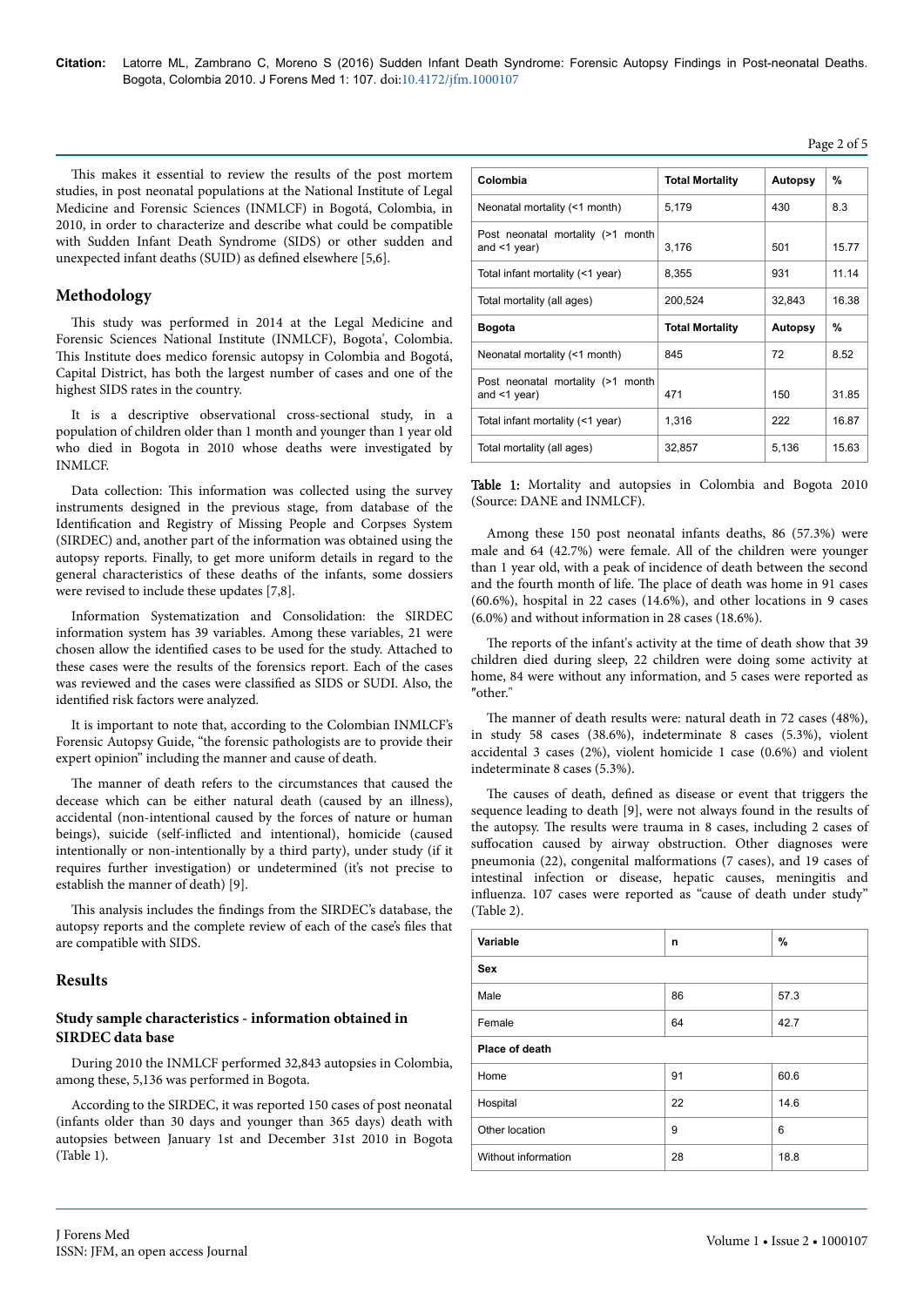This makes it essential to review the results of the post mortem studies, in post neonatal populations at the National Institute of Legal Medicine and Forensic Sciences (INMLCF) in Bogotá, Colombia, in 2010, in order to characterize and describe what could be compatible with Sudden Infant Death Syndrome (SIDS) or other sudden and unexpected infant deaths (SUID) as defined elsewhere [5,6].

## Methodology

This study was performed in 2014 at the Legal Medicine and Forensic Sciences National Institute (INMLCF), Bogota', Colombia. This Institute does medico forensic autopsy in Colombia and Bogotá, Capital District, has both the largest number of cases and one of the highest SIDS rates in the country.

It is a descriptive observational cross-sectional study, in a population of children older than 1 month and younger than 1 year old who died in Bogota in 2010 whose deaths were investigated by INMLCF.

Data collection: This information was collected using the survey instruments designed in the previous stage, from database of the Identification and Registry of Missing People and Corpses System (SIRDEC) and, another part of the information was obtained using the autopsy reports. Finally, to get more uniform details in regard to the general characteristics of these deaths of the infants, some dossiers were revised to include these updates [7,8].

Information Systematization and Consolidation: the SIRDEC information system has 39 variables. Among these variables, 21 were chosen allow the identified cases to be used for the study. Attached to these cases were the results of the forensics report. Each of the cases was reviewed and the cases were classified as SIDS or SUDI. Also, the identified risk factors were analyzed.

It is important to note that, according to the Colombian INMLCF's Forensic Autopsy Guide, "the forensic pathologists are to provide their expert opinion" including the manner and cause of death.

The manner of death refers to the circumstances that caused the decease which can be either natural death (caused by an illness), accidental (non-intentional caused by the forces of nature or human beings), suicide (self-inflicted and intentional), homicide (caused intentionally or non-intentionally by a third party), under study (if it requires further investigation) or undetermined (it's not precise to establish the manner of death) [9].

This analysis includes the findings from the SIRDEC's database, the autopsy reports and the complete review of each of the case's files that are compatible with SIDS.

## Results

### Study sample characteristics - information obtained in SIRDEC data base

During 2010 the INMLCF performed 32,843 autopsies in Colombia, among these, 5,136 was performed in Bogota.

According to the SIRDEC, it was reported 150 cases of post neonatal (infants older than 30 days and younger than 365 days) death with autopsies between January 1st and December 31st 2010 in Bogota (Table 1).

| **Colombia** | **Total Mortality** | **Autopsy** | **%** |
|---|---|---|---|
| Neonatal mortality (<1 month) | 5,179 | 430 | 8.3 |
| Post neonatal mortality (>1 month and <1 year) | 3,176 | 501 | 15.77 |
| Total infant mortality (<1 year) | 8,355 | 931 | 11.14 |
| Total mortality (all ages) | 200,524 | 32,843 | 16.38 |
| **Bogota** | **Total Mortality** | **Autopsy** | **%** |
| Neonatal mortality (<1 month) | 845 | 72 | 8.52 |
| Post neonatal mortality (>1 month and <1 year) | 471 | 150 | 31.85 |
| Total infant mortality (<1 year) | 1,316 | 222 | 16.87 |
| Total mortality (all ages) | 32,857 | 5,136 | 15.63 |

**Table 1:** Mortality and autopsies in Colombia and Bogota 2010 (Source: DANE and INMLCF).

Among these 150 post neonatal infants deaths, 86 (57.3%) were male and 64 (42.7%) were female. All of the children were younger than 1 year old, with a peak of incidence of death between the second and the fourth month of life. The place of death was home in 91 cases (60.6%), hospital in 22 cases (14.6%), and other locations in 9 cases (6.0%) and without information in 28 cases (18.6%).

The reports of the infant's activity at the time of death show that 39 children died during sleep, 22 children were doing some activity at home, 84 were without any information, and 5 cases were reported as "other."

The manner of death results were: natural death in 72 cases (48%), in study 58 cases (38.6%), indeterminate 8 cases (5.3%), violent accidental 3 cases (2%), violent homicide 1 case (0.6%) and violent indeterminate 8 cases (5.3%).

The causes of death, defined as disease or event that triggers the sequence leading to death [9], were not always found in the results of the autopsy. The results were trauma in 8 cases, including 2 cases of suffocation caused by airway obstruction. Other diagnoses were pneumonia (22), congenital malformations (7 cases), and 19 cases of intestinal infection or disease, hepatic causes, meningitis and influenza. 107 cases were reported as "cause of death under study" (Table 2).

| **Variable** | **n** | **%** |
|---|---|---|
| **Sex** | | |
| Male | 86 | 57.3 |
| Female | 64 | 42.7 |
| **Place of death** | | |
| Home | 91 | 60.6 |
| Hospital | 22 | 14.6 |
| Other location | 9 | 6 |
| Without information | 28 | 18.8 |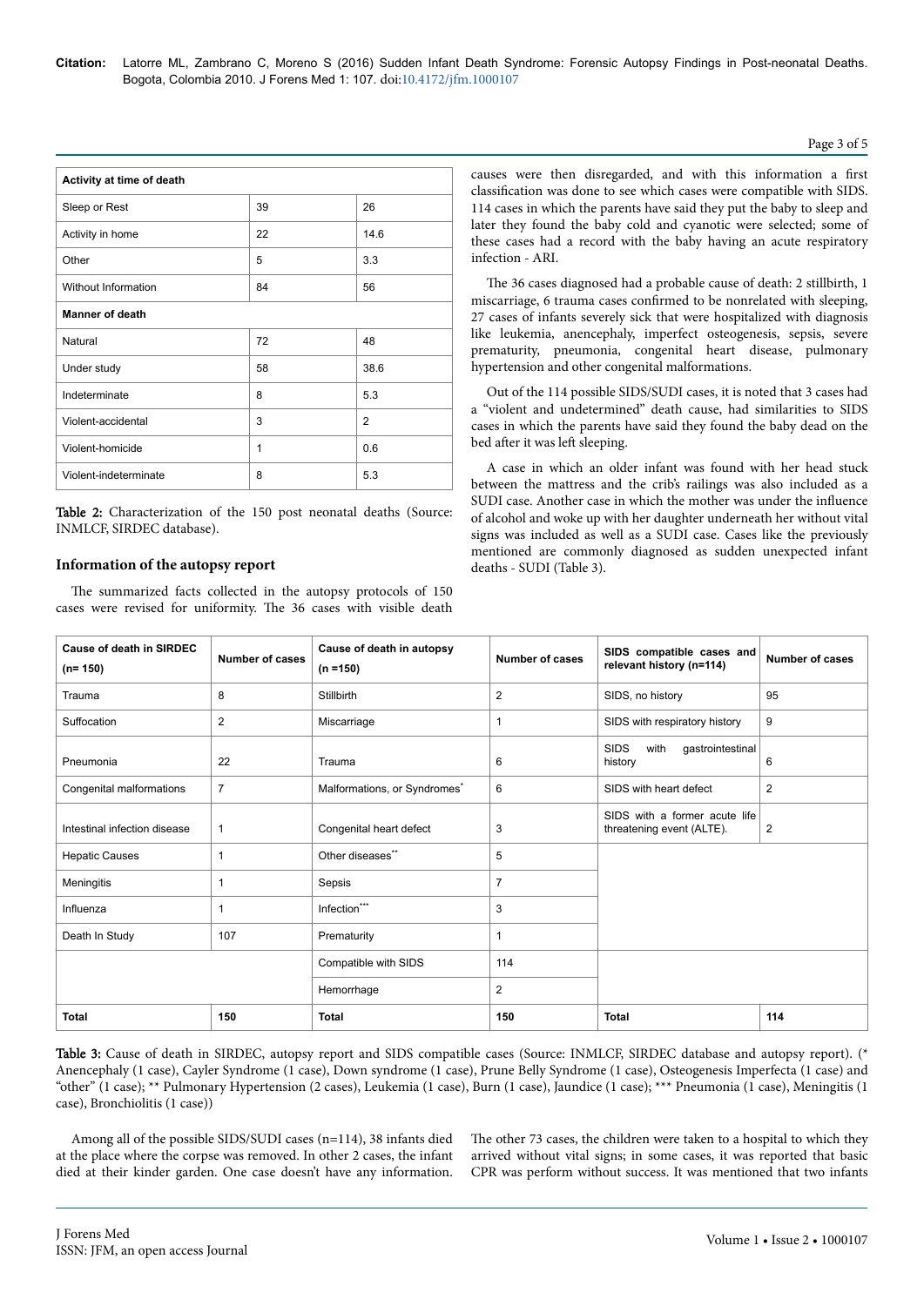| Activity at time of death | | |
|---|---|---|
| Sleep or Rest | 39 | 26 |
| Activity in home | 22 | 14.6 |
| Other | 5 | 3.3 |
| Without Information | 84 | 56 |
| **Manner of death** | | |
| Natural | 72 | 48 |
| Under study | 58 | 38.6 |
| Indeterminate | 8 | 5.3 |
| Violent-accidental | 3 | 2 |
| Violent-homicide | 1 | 0.6 |
| Violent-indeterminate | 8 | 5.3 |

Table 2: Characterization of the 150 post neonatal deaths (Source: INMLCF, SIRDEC database).

## Information of the autopsy report

The summarized facts collected in the autopsy protocols of 150 cases were revised for uniformity. The 36 cases with visible death causes were then disregarded, and with this information a first classification was done to see which cases were compatible with SIDS. 114 cases in which the parents have said they put the baby to sleep and later they found the baby cold and cyanotic were selected; some of these cases had a record with the baby having an acute respiratory infection - ARI.

The 36 cases diagnosed had a probable cause of death: 2 stillbirth, 1 miscarriage, 6 trauma cases confirmed to be nonrelated with sleeping, 27 cases of infants severely sick that were hospitalized with diagnosis like leukemia, anencephaly, imperfect osteogenesis, sepsis, severe prematurity, pneumonia, congenital heart disease, pulmonary hypertension and other congenital malformations.

Out of the 114 possible SIDS/SUDI cases, it is noted that 3 cases had a "violent and undetermined" death cause, had similarities to SIDS cases in which the parents have said they found the baby dead on the bed after it was left sleeping.

A case in which an older infant was found with her head stuck between the mattress and the crib's railings was also included as a SUDI case. Another case in which the mother was under the influence of alcohol and woke up with her daughter underneath her without vital signs was included as well as a SUDI case. Cases like the previously mentioned are commonly diagnosed as sudden unexpected infant deaths - SUDI (Table 3).

| Cause of death in SIRDEC (n= 150) | Number of cases | Cause of death in autopsy (n =150) | Number of cases | SIDS compatible cases and relevant history (n=114) | Number of cases |
|---|---|---|---|---|---|
| Trauma | 8 | Stillbirth | 2 | SIDS, no history | 95 |
| Suffocation | 2 | Miscarriage | 1 | SIDS with respiratory history | 9 |
| Pneumonia | 22 | Trauma | 6 | SIDS with gastrointestinal history | 6 |
| Congenital malformations | 7 | Malformations, or Syndromes* | 6 | SIDS with heart defect | 2 |
| Intestinal infection disease | 1 | Congenital heart defect | 3 | SIDS with a former acute life threatening event (ALTE). | 2 |
| Hepatic Causes | 1 | Other diseases** | 5 | | |
| Meningitis | 1 | Sepsis | 7 | | |
| Influenza | 1 | Infection*** | 3 | | |
| Death In Study | 107 | Prematurity | 1 | | |
| | | Compatible with SIDS | 114 | | |
| | | Hemorrhage | 2 | | |
| **Total** | **150** | **Total** | **150** | **Total** | **114** |

Table 3: Cause of death in SIRDEC, autopsy report and SIDS compatible cases (Source: INMLCF, SIRDEC database and autopsy report). (* Anencephaly (1 case), Cayler Syndrome (1 case), Down syndrome (1 case), Prune Belly Syndrome (1 case), Osteogenesis Imperfecta (1 case) and "other" (1 case); ** Pulmonary Hypertension (2 cases), Leukemia (1 case), Burn (1 case), Jaundice (1 case); *** Pneumonia (1 case), Meningitis (1 case), Bronchiolitis (1 case))

Among all of the possible SIDS/SUDI cases (n=114), 38 infants died at the place where the corpse was removed. In other 2 cases, the infant died at their kinder garden. One case doesn't have any information. The other 73 cases, the children were taken to a hospital to which they arrived without vital signs; in some cases, it was reported that basic CPR was perform without success. It was mentioned that two infants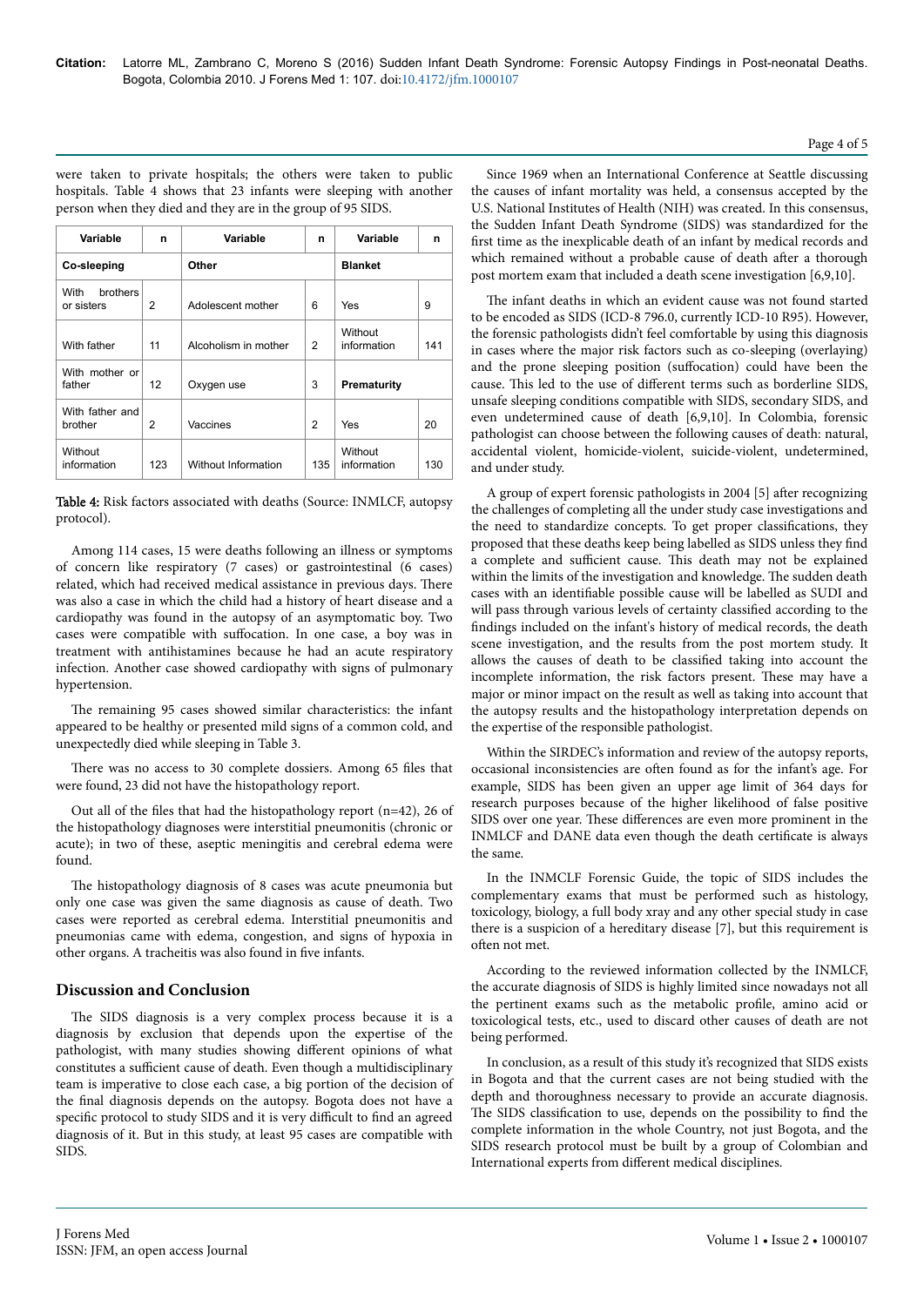were taken to private hospitals; the others were taken to public hospitals. Table 4 shows that 23 infants were sleeping with another person when they died and they are in the group of 95 SIDS.

| Variable | n | Variable | n | Variable | n |
|---|---|---|---|---|---|
| **Co-sleeping** | | **Other** | | **Blanket** | |
| With brothers or sisters | 2 | Adolescent mother | 6 | Yes | 9 |
| With father | 11 | Alcoholism in mother | 2 | Without information | 141 |
| With mother or father | 12 | Oxygen use | 3 | **Prematurity** | |
| With father and brother | 2 | Vaccines | 2 | Yes | 20 |
| Without information | 123 | Without Information | 135 | Without information | 130 |

**Table 4:** Risk factors associated with deaths (Source: INMLCF, autopsy protocol).

Among 114 cases, 15 were deaths following an illness or symptoms of concern like respiratory (7 cases) or gastrointestinal (6 cases) related, which had received medical assistance in previous days. There was also a case in which the child had a history of heart disease and a cardiopathy was found in the autopsy of an asymptomatic boy. Two cases were compatible with suffocation. In one case, a boy was in treatment with antihistamines because he had an acute respiratory infection. Another case showed cardiopathy with signs of pulmonary hypertension.

The remaining 95 cases showed similar characteristics: the infant appeared to be healthy or presented mild signs of a common cold, and unexpectedly died while sleeping in Table 3.

There was no access to 30 complete dossiers. Among 65 files that were found, 23 did not have the histopathology report.

Out all of the files that had the histopathology report (n=42), 26 of the histopathology diagnoses were interstitial pneumonitis (chronic or acute); in two of these, aseptic meningitis and cerebral edema were found.

The histopathology diagnosis of 8 cases was acute pneumonia but only one case was given the same diagnosis as cause of death. Two cases were reported as cerebral edema. Interstitial pneumonitis and pneumonias came with edema, congestion, and signs of hypoxia in other organs. A tracheitis was also found in five infants.

## Discussion and Conclusion

The SIDS diagnosis is a very complex process because it is a diagnosis by exclusion that depends upon the expertise of the pathologist, with many studies showing different opinions of what constitutes a sufficient cause of death. Even though a multidisciplinary team is imperative to close each case, a big portion of the decision of the final diagnosis depends on the autopsy. Bogota does not have a specific protocol to study SIDS and it is very difficult to find an agreed diagnosis of it. But in this study, at least 95 cases are compatible with SIDS.

Since 1969 when an International Conference at Seattle discussing the causes of infant mortality was held, a consensus accepted by the U.S. National Institutes of Health (NIH) was created. In this consensus, the Sudden Infant Death Syndrome (SIDS) was standardized for the first time as the inexplicable death of an infant by medical records and which remained without a probable cause of death after a thorough post mortem exam that included a death scene investigation [6,9,10].

The infant deaths in which an evident cause was not found started to be encoded as SIDS (ICD-8 796.0, currently ICD-10 R95). However, the forensic pathologists didn't feel comfortable by using this diagnosis in cases where the major risk factors such as co-sleeping (overlaying) and the prone sleeping position (suffocation) could have been the cause. This led to the use of different terms such as borderline SIDS, unsafe sleeping conditions compatible with SIDS, secondary SIDS, and even undetermined cause of death [6,9,10]. In Colombia, forensic pathologist can choose between the following causes of death: natural, accidental violent, homicide-violent, suicide-violent, undetermined, and under study.

A group of expert forensic pathologists in 2004 [5] after recognizing the challenges of completing all the under study case investigations and the need to standardize concepts. To get proper classifications, they proposed that these deaths keep being labelled as SIDS unless they find a complete and sufficient cause. This death may not be explained within the limits of the investigation and knowledge. The sudden death cases with an identifiable possible cause will be labelled as SUDI and will pass through various levels of certainty classified according to the findings included on the infant's history of medical records, the death scene investigation, and the results from the post mortem study. It allows the causes of death to be classified taking into account the incomplete information, the risk factors present. These may have a major or minor impact on the result as well as taking into account that the autopsy results and the histopathology interpretation depends on the expertise of the responsible pathologist.

Within the SIRDEC's information and review of the autopsy reports, occasional inconsistencies are often found as for the infant's age. For example, SIDS has been given an upper age limit of 364 days for research purposes because of the higher likelihood of false positive SIDS over one year. These differences are even more prominent in the INMLCF and DANE data even though the death certificate is always the same.

In the INMCLF Forensic Guide, the topic of SIDS includes the complementary exams that must be performed such as histology, toxicology, biology, a full body xray and any other special study in case there is a suspicion of a hereditary disease [7], but this requirement is often not met.

According to the reviewed information collected by the INMLCF, the accurate diagnosis of SIDS is highly limited since nowadays not all the pertinent exams such as the metabolic profile, amino acid or toxicological tests, etc., used to discard other causes of death are not being performed.

In conclusion, as a result of this study it's recognized that SIDS exists in Bogota and that the current cases are not being studied with the depth and thoroughness necessary to provide an accurate diagnosis. The SIDS classification to use, depends on the possibility to find the complete information in the whole Country, not just Bogota, and the SIDS research protocol must be built by a group of Colombian and International experts from different medical disciplines.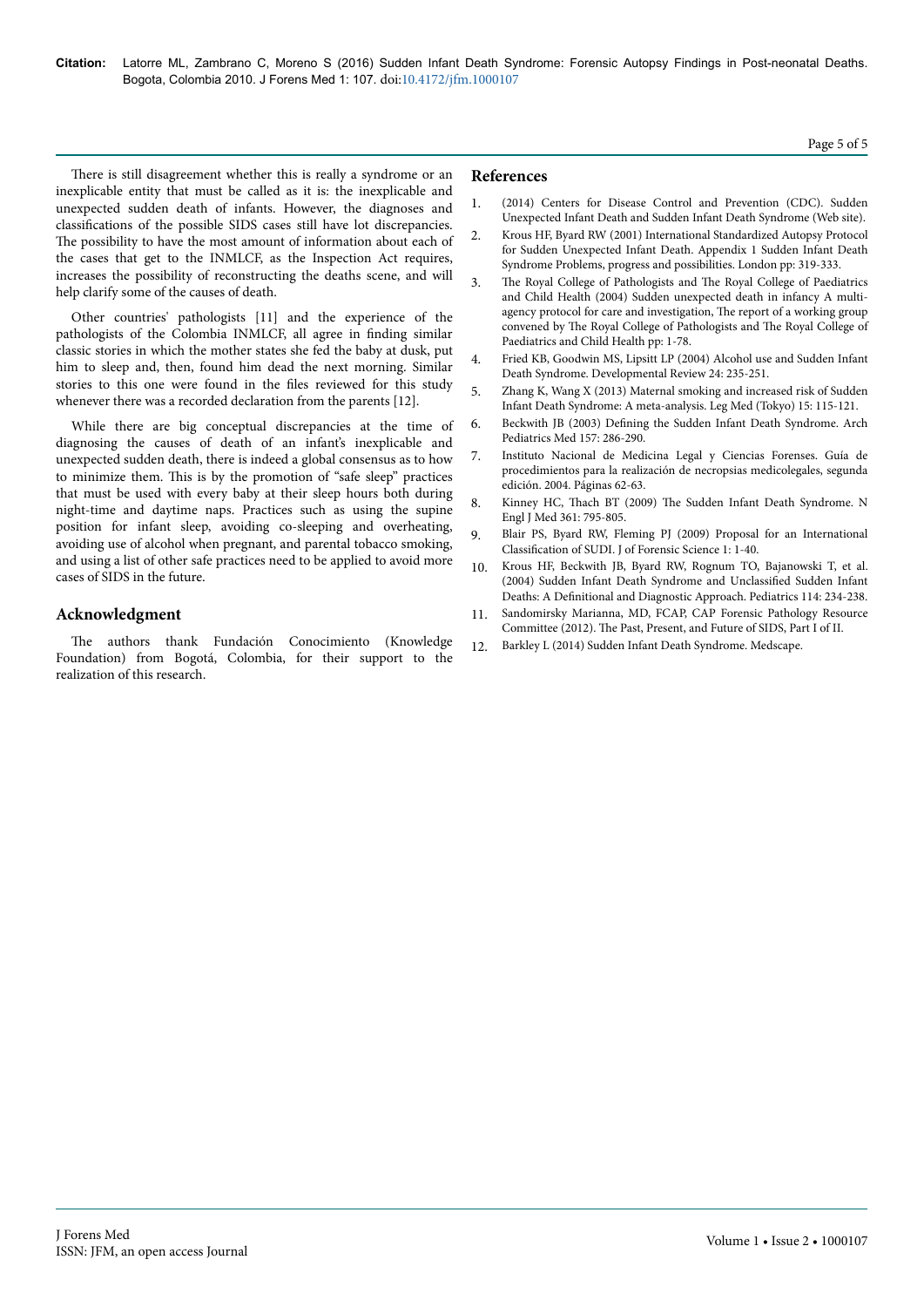There is still disagreement whether this is really a syndrome or an inexplicable entity that must be called as it is: the inexplicable and unexpected sudden death of infants. However, the diagnoses and classifications of the possible SIDS cases still have lot discrepancies. The possibility to have the most amount of information about each of the cases that get to the INMLCF, as the Inspection Act requires, increases the possibility of reconstructing the deaths scene, and will help clarify some of the causes of death.

Other countries' pathologists [11] and the experience of the pathologists of the Colombia INMLCF, all agree in finding similar classic stories in which the mother states she fed the baby at dusk, put him to sleep and, then, found him dead the next morning. Similar stories to this one were found in the files reviewed for this study whenever there was a recorded declaration from the parents [12].

While there are big conceptual discrepancies at the time of diagnosing the causes of death of an infant's inexplicable and unexpected sudden death, there is indeed a global consensus as to how to minimize them. This is by the promotion of "safe sleep" practices that must be used with every baby at their sleep hours both during night-time and daytime naps. Practices such as using the supine position for infant sleep, avoiding co-sleeping and overheating, avoiding use of alcohol when pregnant, and parental tobacco smoking, and using a list of other safe practices need to be applied to avoid more cases of SIDS in the future.

## Acknowledgment

The authors thank Fundación Conocimiento (Knowledge Foundation) from Bogotá, Colombia, for their support to the realization of this research.

## References

1. (2014) Centers for Disease Control and Prevention (CDC). Sudden Unexpected Infant Death and Sudden Infant Death Syndrome (Web site).
2. Krous HF, Byard RW (2001) International Standardized Autopsy Protocol for Sudden Unexpected Infant Death. Appendix 1 Sudden Infant Death Syndrome Problems, progress and possibilities. London pp: 319-333.
3. The Royal College of Pathologists and The Royal College of Paediatrics and Child Health (2004) Sudden unexpected death in infancy A multi-agency protocol for care and investigation, The report of a working group convened by The Royal College of Pathologists and The Royal College of Paediatrics and Child Health pp: 1-78.
4. Fried KB, Goodwin MS, Lipsitt LP (2004) Alcohol use and Sudden Infant Death Syndrome. Developmental Review 24: 235-251.
5. Zhang K, Wang X (2013) Maternal smoking and increased risk of Sudden Infant Death Syndrome: A meta-analysis. Leg Med (Tokyo) 15: 115-121.
6. Beckwith JB (2003) Defining the Sudden Infant Death Syndrome. Arch Pediatrics Med 157: 286-290.
7. Instituto Nacional de Medicina Legal y Ciencias Forenses. Guía de procedimientos para la realización de necropsias medicolegales, segunda edición. 2004. Páginas 62-63.
8. Kinney HC, Thach BT (2009) The Sudden Infant Death Syndrome. N Engl J Med 361: 795-805.
9. Blair PS, Byard RW, Fleming PJ (2009) Proposal for an International Classification of SUDI. J of Forensic Science 1: 1-40.
10. Krous HF, Beckwith JB, Byard RW, Rognum TO, Bajanowski T, et al. (2004) Sudden Infant Death Syndrome and Unclassified Sudden Infant Deaths: A Definitional and Diagnostic Approach. Pediatrics 114: 234-238.
11. Sandomirsky Marianna, MD, FCAP, CAP Forensic Pathology Resource Committee (2012). The Past, Present, and Future of SIDS, Part I of II.
12. Barkley L (2014) Sudden Infant Death Syndrome. Medscape.